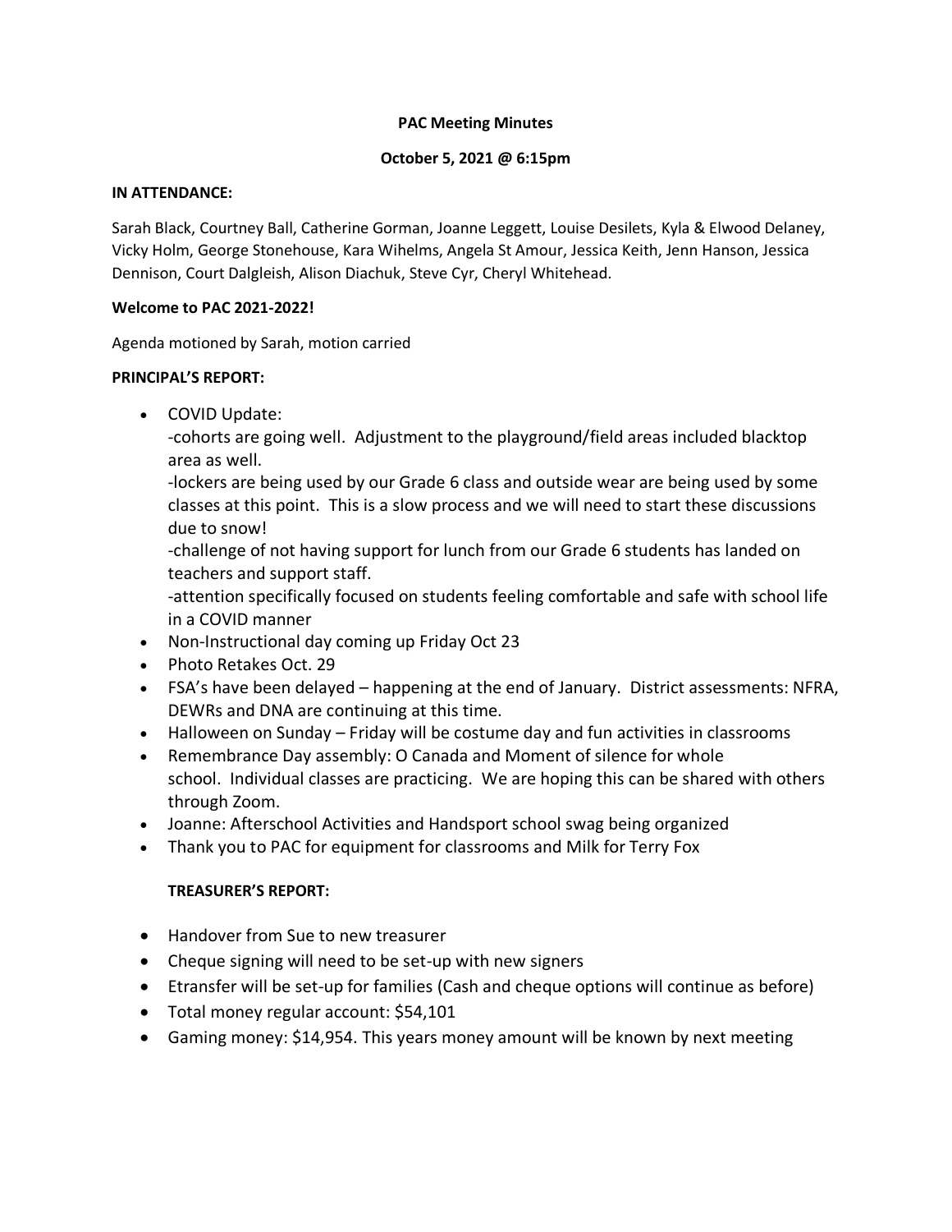# PAC Meeting Minutes

**October 5, 2021 @ 6:15pm**

**IN ATTENDANCE:**

Sarah Black, Courtney Ball, Catherine Gorman, Joanne Leggett, Louise Desilets, Kyla & Elwood Delaney, Vicky Holm, George Stonehouse, Kara Wihelms, Angela St Amour, Jessica Keith, Jenn Hanson, Jessica Dennison, Court Dalgleish, Alison Diachuk, Steve Cyr, Cheryl Whitehead.

**Welcome to PAC 2021-2022!**

Agenda motioned by Sarah, motion carried

**PRINCIPAL'S REPORT:**

- COVID Update:
  -cohorts are going well. Adjustment to the playground/field areas included blacktop area as well.
  -lockers are being used by our Grade 6 class and outside wear are being used by some classes at this point. This is a slow process and we will need to start these discussions due to snow!
  -challenge of not having support for lunch from our Grade 6 students has landed on teachers and support staff.
  -attention specifically focused on students feeling comfortable and safe with school life in a COVID manner
- Non-Instructional day coming up Friday Oct 23
- Photo Retakes Oct. 29
- FSA's have been delayed – happening at the end of January. District assessments: NFRA, DEWRs and DNA are continuing at this time.
- Halloween on Sunday – Friday will be costume day and fun activities in classrooms
- Remembrance Day assembly: O Canada and Moment of silence for whole school. Individual classes are practicing. We are hoping this can be shared with others through Zoom.
- Joanne: Afterschool Activities and Handsport school swag being organized
- Thank you to PAC for equipment for classrooms and Milk for Terry Fox

**TREASURER'S REPORT:**

- Handover from Sue to new treasurer
- Cheque signing will need to be set-up with new signers
- Etransfer will be set-up for families (Cash and cheque options will continue as before)
- Total money regular account: $54,101
- Gaming money: $14,954. This years money amount will be known by next meeting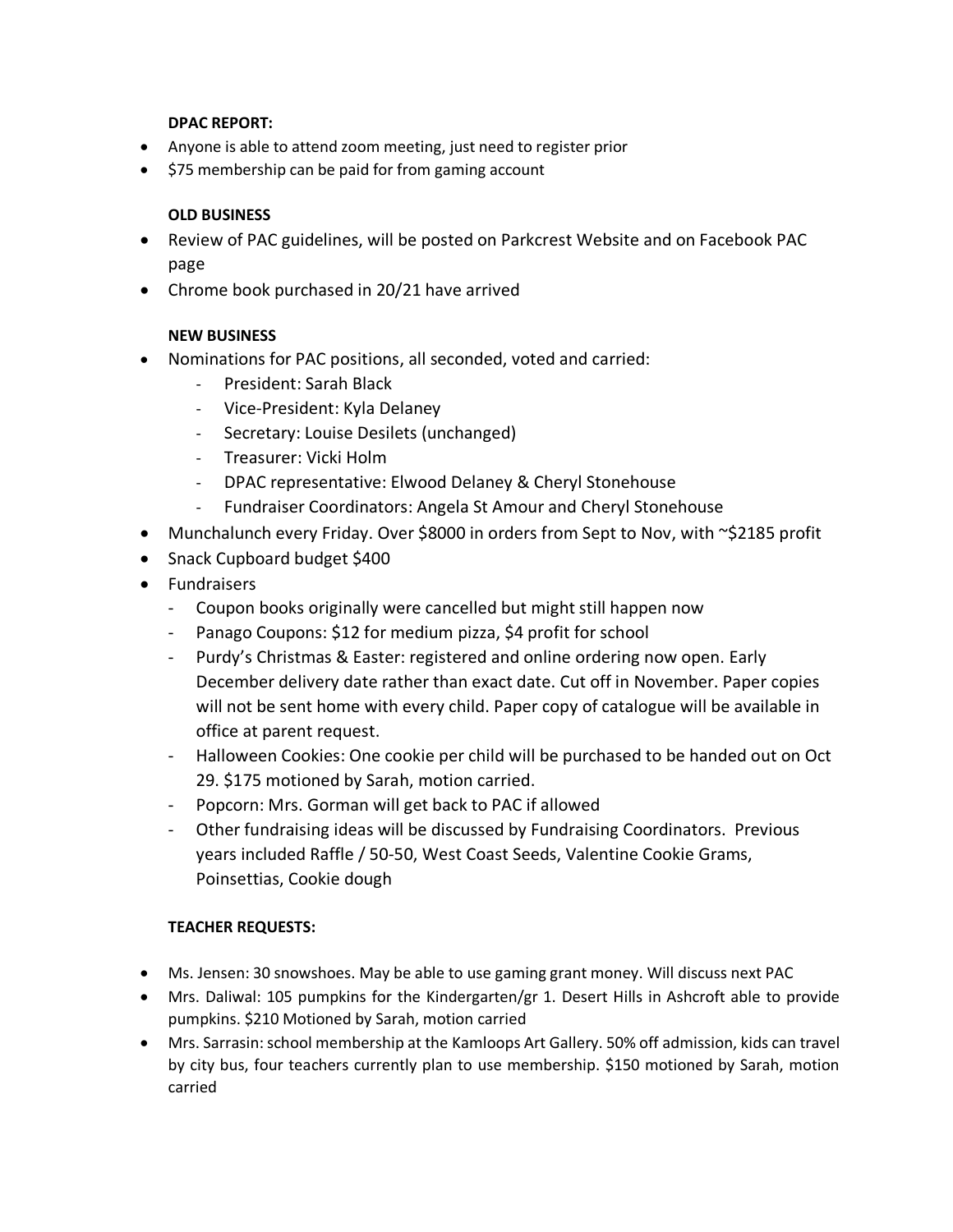**DPAC REPORT:**

- Anyone is able to attend zoom meeting, just need to register prior
- $75 membership can be paid for from gaming account

**OLD BUSINESS**

- Review of PAC guidelines, will be posted on Parkcrest Website and on Facebook PAC page
- Chrome book purchased in 20/21 have arrived

**NEW BUSINESS**

- Nominations for PAC positions, all seconded, voted and carried:
  - President: Sarah Black
  - Vice-President: Kyla Delaney
  - Secretary: Louise Desilets (unchanged)
  - Treasurer: Vicki Holm
  - DPAC representative: Elwood Delaney & Cheryl Stonehouse
  - Fundraiser Coordinators: Angela St Amour and Cheryl Stonehouse
- Munchalunch every Friday. Over $8000 in orders from Sept to Nov, with ~$2185 profit
- Snack Cupboard budget $400
- Fundraisers
  - Coupon books originally were cancelled but might still happen now
  - Panago Coupons: $12 for medium pizza, $4 profit for school
  - Purdy's Christmas & Easter: registered and online ordering now open. Early December delivery date rather than exact date. Cut off in November. Paper copies will not be sent home with every child. Paper copy of catalogue will be available in office at parent request.
  - Halloween Cookies: One cookie per child will be purchased to be handed out on Oct 29. $175 motioned by Sarah, motion carried.
  - Popcorn: Mrs. Gorman will get back to PAC if allowed
  - Other fundraising ideas will be discussed by Fundraising Coordinators. Previous years included Raffle / 50-50, West Coast Seeds, Valentine Cookie Grams, Poinsettias, Cookie dough

**TEACHER REQUESTS:**

- Ms. Jensen: 30 snowshoes. May be able to use gaming grant money. Will discuss next PAC
- Mrs. Daliwal: 105 pumpkins for the Kindergarten/gr 1. Desert Hills in Ashcroft able to provide pumpkins. $210 Motioned by Sarah, motion carried
- Mrs. Sarrasin: school membership at the Kamloops Art Gallery. 50% off admission, kids can travel by city bus, four teachers currently plan to use membership. $150 motioned by Sarah, motion carried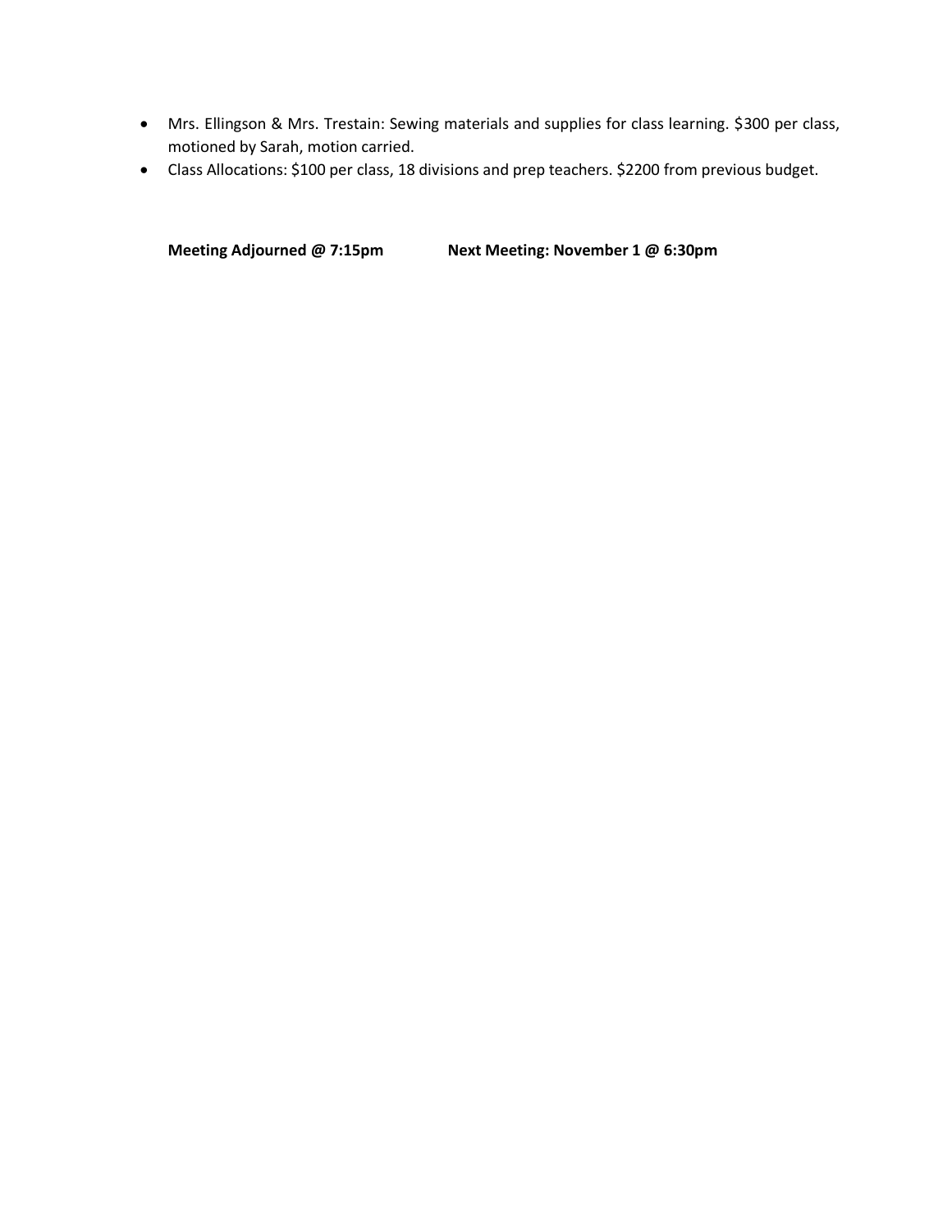- Mrs. Ellingson & Mrs. Trestain: Sewing materials and supplies for class learning. $300 per class, motioned by Sarah, motion carried.
- Class Allocations: $100 per class, 18 divisions and prep teachers. $2200 from previous budget.

**Meeting Adjourned @ 7:15pm** **Next Meeting: November 1 @ 6:30pm**